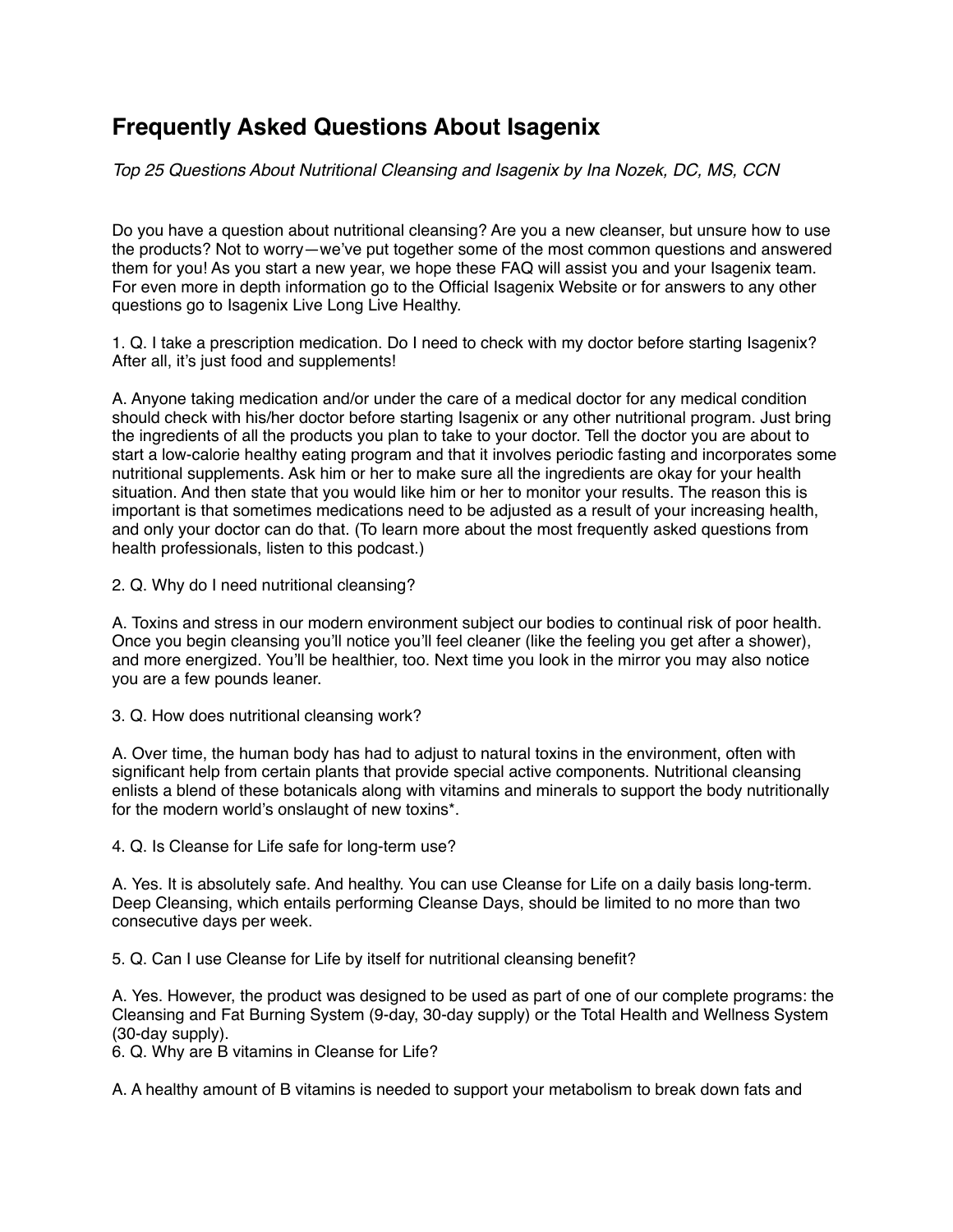# Frequently Asked Questions About Isagenix

*Top 25 Questions About Nutritional Cleansing and Isagenix by Ina Nozek, DC, MS, CCN*

Do you have a question about nutritional cleansing? Are you a new cleanser, but unsure how to use the products? Not to worry—we've put together some of the most common questions and answered them for you! As you start a new year, we hope these FAQ will assist you and your Isagenix team. For even more in depth information go to the Official Isagenix Website or for answers to any other questions go to Isagenix Live Long Live Healthy.

1. Q. I take a prescription medication. Do I need to check with my doctor before starting Isagenix? After all, it's just food and supplements!

A. Anyone taking medication and/or under the care of a medical doctor for any medical condition should check with his/her doctor before starting Isagenix or any other nutritional program. Just bring the ingredients of all the products you plan to take to your doctor. Tell the doctor you are about to start a low-calorie healthy eating program and that it involves periodic fasting and incorporates some nutritional supplements. Ask him or her to make sure all the ingredients are okay for your health situation. And then state that you would like him or her to monitor your results. The reason this is important is that sometimes medications need to be adjusted as a result of your increasing health, and only your doctor can do that. (To learn more about the most frequently asked questions from health professionals, listen to this podcast.)

2. Q. Why do I need nutritional cleansing?

A. Toxins and stress in our modern environment subject our bodies to continual risk of poor health. Once you begin cleansing you'll notice you'll feel cleaner (like the feeling you get after a shower), and more energized. You'll be healthier, too. Next time you look in the mirror you may also notice you are a few pounds leaner.

3. Q. How does nutritional cleansing work?

A. Over time, the human body has had to adjust to natural toxins in the environment, often with significant help from certain plants that provide special active components. Nutritional cleansing enlists a blend of these botanicals along with vitamins and minerals to support the body nutritionally for the modern world's onslaught of new toxins*.

4. Q. Is Cleanse for Life safe for long-term use?

A. Yes. It is absolutely safe. And healthy. You can use Cleanse for Life on a daily basis long-term. Deep Cleansing, which entails performing Cleanse Days, should be limited to no more than two consecutive days per week.

5. Q. Can I use Cleanse for Life by itself for nutritional cleansing benefit?

A. Yes. However, the product was designed to be used as part of one of our complete programs: the Cleansing and Fat Burning System (9-day, 30-day supply) or the Total Health and Wellness System (30-day supply).

6. Q. Why are B vitamins in Cleanse for Life?

A. A healthy amount of B vitamins is needed to support your metabolism to break down fats and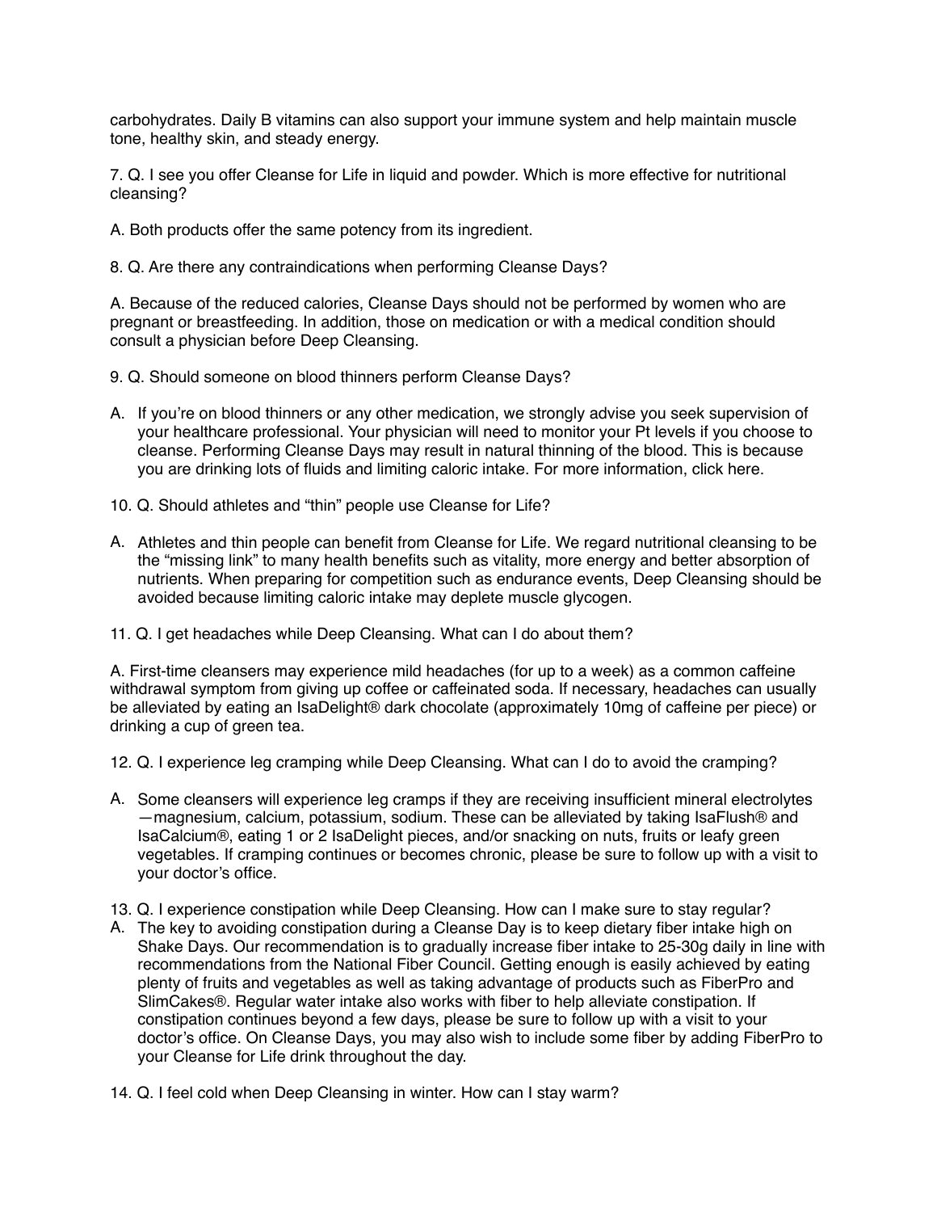carbohydrates. Daily B vitamins can also support your immune system and help maintain muscle tone, healthy skin, and steady energy.

7. Q. I see you offer Cleanse for Life in liquid and powder. Which is more effective for nutritional cleansing?

A. Both products offer the same potency from its ingredient.

8. Q. Are there any contraindications when performing Cleanse Days?

A. Because of the reduced calories, Cleanse Days should not be performed by women who are pregnant or breastfeeding. In addition, those on medication or with a medical condition should consult a physician before Deep Cleansing.

9. Q. Should someone on blood thinners perform Cleanse Days?

A. If you're on blood thinners or any other medication, we strongly advise you seek supervision of your healthcare professional. Your physician will need to monitor your Pt levels if you choose to cleanse. Performing Cleanse Days may result in natural thinning of the blood. This is because you are drinking lots of fluids and limiting caloric intake. For more information, click here.

10. Q. Should athletes and "thin" people use Cleanse for Life?

A. Athletes and thin people can benefit from Cleanse for Life. We regard nutritional cleansing to be the "missing link" to many health benefits such as vitality, more energy and better absorption of nutrients. When preparing for competition such as endurance events, Deep Cleansing should be avoided because limiting caloric intake may deplete muscle glycogen.

11. Q. I get headaches while Deep Cleansing. What can I do about them?

A. First-time cleansers may experience mild headaches (for up to a week) as a common caffeine withdrawal symptom from giving up coffee or caffeinated soda. If necessary, headaches can usually be alleviated by eating an IsaDelight® dark chocolate (approximately 10mg of caffeine per piece) or drinking a cup of green tea.

12. Q. I experience leg cramping while Deep Cleansing. What can I do to avoid the cramping?

A. Some cleansers will experience leg cramps if they are receiving insufficient mineral electrolytes —magnesium, calcium, potassium, sodium. These can be alleviated by taking IsaFlush® and IsaCalcium®, eating 1 or 2 IsaDelight pieces, and/or snacking on nuts, fruits or leafy green vegetables. If cramping continues or becomes chronic, please be sure to follow up with a visit to your doctor's office.

13. Q. I experience constipation while Deep Cleansing. How can I make sure to stay regular?

A. The key to avoiding constipation during a Cleanse Day is to keep dietary fiber intake high on Shake Days. Our recommendation is to gradually increase fiber intake to 25-30g daily in line with recommendations from the National Fiber Council. Getting enough is easily achieved by eating plenty of fruits and vegetables as well as taking advantage of products such as FiberPro and SlimCakes®. Regular water intake also works with fiber to help alleviate constipation. If constipation continues beyond a few days, please be sure to follow up with a visit to your doctor's office. On Cleanse Days, you may also wish to include some fiber by adding FiberPro to your Cleanse for Life drink throughout the day.

14. Q. I feel cold when Deep Cleansing in winter. How can I stay warm?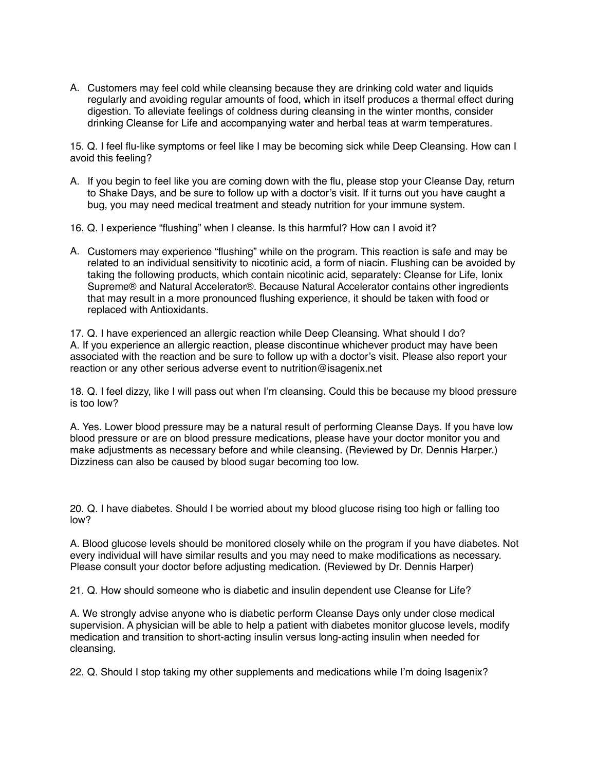A. Customers may feel cold while cleansing because they are drinking cold water and liquids regularly and avoiding regular amounts of food, which in itself produces a thermal effect during digestion. To alleviate feelings of coldness during cleansing in the winter months, consider drinking Cleanse for Life and accompanying water and herbal teas at warm temperatures.

15. Q. I feel flu-like symptoms or feel like I may be becoming sick while Deep Cleansing. How can I avoid this feeling?

A. If you begin to feel like you are coming down with the flu, please stop your Cleanse Day, return to Shake Days, and be sure to follow up with a doctor's visit. If it turns out you have caught a bug, you may need medical treatment and steady nutrition for your immune system.

16. Q. I experience "flushing" when I cleanse. Is this harmful? How can I avoid it?

A. Customers may experience "flushing" while on the program. This reaction is safe and may be related to an individual sensitivity to nicotinic acid, a form of niacin. Flushing can be avoided by taking the following products, which contain nicotinic acid, separately: Cleanse for Life, Ionix Supreme® and Natural Accelerator®. Because Natural Accelerator contains other ingredients that may result in a more pronounced flushing experience, it should be taken with food or replaced with Antioxidants.

17. Q. I have experienced an allergic reaction while Deep Cleansing. What should I do?
A. If you experience an allergic reaction, please discontinue whichever product may have been associated with the reaction and be sure to follow up with a doctor's visit. Please also report your reaction or any other serious adverse event to nutrition@isagenix.net

18. Q. I feel dizzy, like I will pass out when I'm cleansing. Could this be because my blood pressure is too low?

A. Yes. Lower blood pressure may be a natural result of performing Cleanse Days. If you have low blood pressure or are on blood pressure medications, please have your doctor monitor you and make adjustments as necessary before and while cleansing. (Reviewed by Dr. Dennis Harper.) Dizziness can also be caused by blood sugar becoming too low.

20. Q. I have diabetes. Should I be worried about my blood glucose rising too high or falling too low?

A. Blood glucose levels should be monitored closely while on the program if you have diabetes. Not every individual will have similar results and you may need to make modifications as necessary. Please consult your doctor before adjusting medication. (Reviewed by Dr. Dennis Harper)

21. Q. How should someone who is diabetic and insulin dependent use Cleanse for Life?

A. We strongly advise anyone who is diabetic perform Cleanse Days only under close medical supervision. A physician will be able to help a patient with diabetes monitor glucose levels, modify medication and transition to short-acting insulin versus long-acting insulin when needed for cleansing.

22. Q. Should I stop taking my other supplements and medications while I'm doing Isagenix?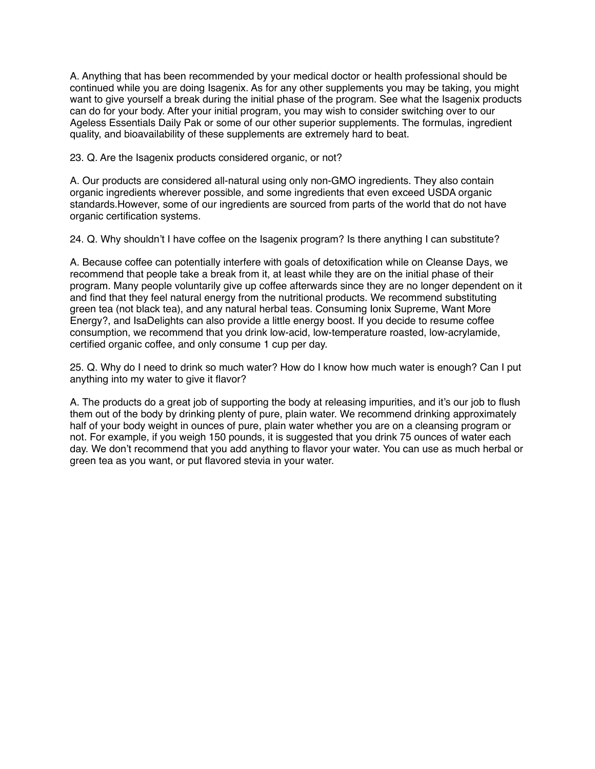A. Anything that has been recommended by your medical doctor or health professional should be continued while you are doing Isagenix. As for any other supplements you may be taking, you might want to give yourself a break during the initial phase of the program. See what the Isagenix products can do for your body. After your initial program, you may wish to consider switching over to our Ageless Essentials Daily Pak or some of our other superior supplements. The formulas, ingredient quality, and bioavailability of these supplements are extremely hard to beat.

23. Q. Are the Isagenix products considered organic, or not?

A. Our products are considered all-natural using only non-GMO ingredients. They also contain organic ingredients wherever possible, and some ingredients that even exceed USDA organic standards.However, some of our ingredients are sourced from parts of the world that do not have organic certification systems.

24. Q. Why shouldn't I have coffee on the Isagenix program? Is there anything I can substitute?

A. Because coffee can potentially interfere with goals of detoxification while on Cleanse Days, we recommend that people take a break from it, at least while they are on the initial phase of their program. Many people voluntarily give up coffee afterwards since they are no longer dependent on it and find that they feel natural energy from the nutritional products. We recommend substituting green tea (not black tea), and any natural herbal teas. Consuming Ionix Supreme, Want More Energy?, and IsaDelights can also provide a little energy boost. If you decide to resume coffee consumption, we recommend that you drink low-acid, low-temperature roasted, low-acrylamide, certified organic coffee, and only consume 1 cup per day.

25. Q. Why do I need to drink so much water? How do I know how much water is enough? Can I put anything into my water to give it flavor?

A. The products do a great job of supporting the body at releasing impurities, and it's our job to flush them out of the body by drinking plenty of pure, plain water. We recommend drinking approximately half of your body weight in ounces of pure, plain water whether you are on a cleansing program or not. For example, if you weigh 150 pounds, it is suggested that you drink 75 ounces of water each day. We don't recommend that you add anything to flavor your water. You can use as much herbal or green tea as you want, or put flavored stevia in your water.